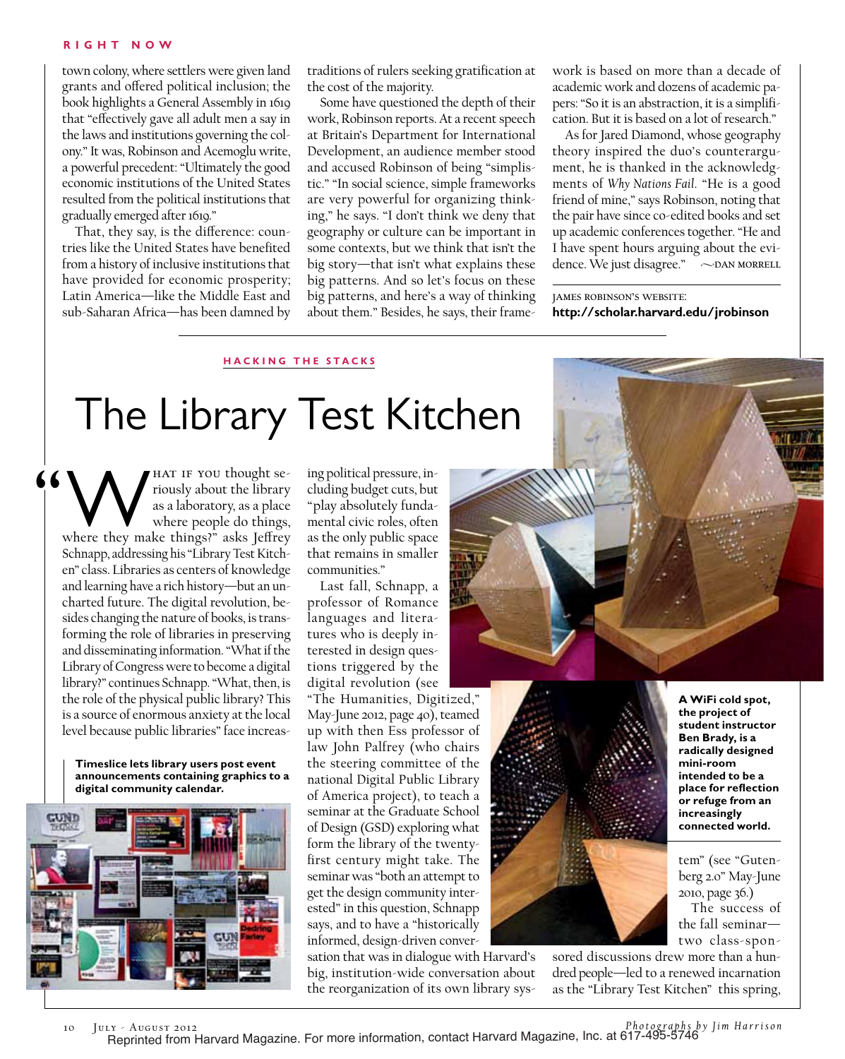town colony, where settlers were given land grants and offered political inclusion; the book highlights a General Assembly in 1619 that "effectively gave all adult men a say in the laws and institutions governing the colony." It was, Robinson and Acemoglu write, a powerful precedent: "Ultimately the good economic institutions of the United States resulted from the political institutions that gradually emerged after 1619."

That, they say, is the difference: countries like the United States have benefited from a history of inclusive institutions that have provided for economic prosperity; Latin America—like the Middle East and sub-Saharan Africa—has been damned by traditions of rulers seeking gratification at the cost of the majority.

Some have questioned the depth of their work, Robinson reports. At a recent speech at Britain's Department for International Development, an audience member stood and accused Robinson of being "simplistic." "In social science, simple frameworks are very powerful for organizing thinking," he says. "I don't think we deny that geography or culture can be important in some contexts, but we think that isn't the big story—that isn't what explains these big patterns. And so let's focus on these big patterns, and here's a way of thinking about them." Besides, he says, their framework is based on more than a decade of academic work and dozens of academic papers: "So it is an abstraction, it is a simplification. But it is based on a lot of research."

As for Jared Diamond, whose geography theory inspired the duo's counterargument, he is thanked in the acknowledgments of *Why Nations Fail*. "He is a good friend of mine," says Robinson, noting that the pair have since co-edited books and set up academic conferences together. "He and I have spent hours arguing about the evidence. We just disagree." ~DAN MORRELL

JAMES ROBINSON'S WEBSITE:
**http://scholar.harvard.edu/jrobinson**

**HACKING THE STACKS**

# The Library Test Kitchen

"What if you thought seriously about the library as a laboratory, as a place where people do things, where they make things?" asks Jeffrey Schnapp, addressing his "Library Test Kitchen" class. Libraries as centers of knowledge and learning have a rich history—but an uncharted future. The digital revolution, besides changing the nature of books, is transforming the role of libraries in preserving and disseminating information. "What if the Library of Congress were to become a digital library?" continues Schnapp. "What, then, is the role of the physical public library? This is a source of enormous anxiety at the local level because public libraries" face increasing political pressure, including budget cuts, but "play absolutely fundamental civic roles, often as the only public space that remains in smaller communities."

Last fall, Schnapp, a professor of Romance languages and literatures who is deeply interested in design questions triggered by the digital revolution (see "The Humanities, Digitized," May-June 2012, page 40), teamed up with then Ess professor of law John Palfrey (who chairs the steering committee of the national Digital Public Library of America project), to teach a seminar at the Graduate School of Design (GSD) exploring what form the library of the twenty-first century might take. The seminar was "both an attempt to get the design community interested" in this question, Schnapp says, and to have a "historically informed, design-driven conversation that was in dialogue with Harvard's big, institution-wide conversation about the reorganization of its own library system" (see "Gutenberg 2.0" May-June 2010, page 36.)

The success of the fall seminar—two class-sponsored discussions drew more than a hundred people—led to a renewed incarnation as the "Library Test Kitchen" this spring,

**Timeslice lets library users post event announcements containing graphics to a digital community calendar.**

**A WiFi cold spot, the project of student instructor Ben Brady, is a radically designed mini-room intended to be a place for reflection or refuge from an increasingly connected world.**

*Photographs by Jim Harrison*

Reprinted from Harvard Magazine. For more information, contact Harvard Magazine, Inc. at 617-495-5746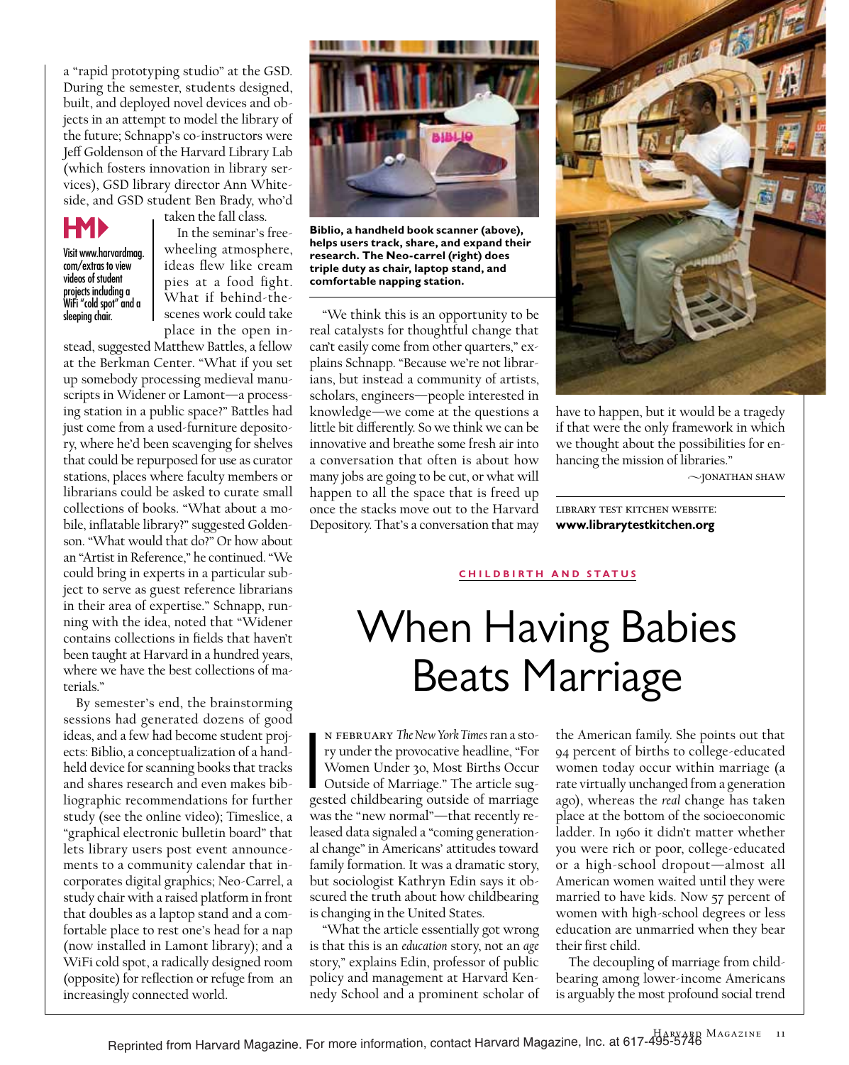a "rapid prototyping studio" at the GSD. During the semester, students designed, built, and deployed novel devices and objects in an attempt to model the library of the future; Schnapp's co-instructors were Jeff Goldenson of the Harvard Library Lab (which fosters innovation in library services), GSD library director Ann Whiteside, and GSD student Ben Brady, who'd taken the fall class.

HM▶ Visit www.harvardmag.com/extras to view videos of student projects including a WiFi "cold spot" and a sleeping chair.

In the seminar's freewheeling atmosphere, ideas flew like cream pies at a food fight. What if behind-the-scenes work could take place in the open instead, suggested Matthew Battles, a fellow at the Berkman Center. "What if you set up somebody processing medieval manuscripts in Widener or Lamont—a processing station in a public space?" Battles had just come from a used-furniture depository, where he'd been scavenging for shelves that could be repurposed for use as curator stations, places where faculty members or librarians could be asked to curate small collections of books. "What about a mobile, inflatable library?" suggested Goldenson. "What would that do?" Or how about an "Artist in Reference," he continued. "We could bring in experts in a particular subject to serve as guest reference librarians in their area of expertise." Schnapp, running with the idea, noted that "Widener contains collections in fields that haven't been taught at Harvard in a hundred years, where we have the best collections of materials."

By semester's end, the brainstorming sessions had generated dozens of good ideas, and a few had become student projects: Biblio, a conceptualization of a handheld device for scanning books that tracks and shares research and even makes bibliographic recommendations for further study (see the online video); Timeslice, a "graphical electronic bulletin board" that lets library users post event announcements to a community calendar that incorporates digital graphics; Neo-Carrel, a study chair with a raised platform in front that doubles as a laptop stand and a comfortable place to rest one's head for a nap (now installed in Lamont library); and a WiFi cold spot, a radically designed room (opposite) for reflection or refuge from an increasingly connected world.

**Biblio, a handheld book scanner (above), helps users track, share, and expand their research. The Neo-carrel (right) does triple duty as chair, laptop stand, and comfortable napping station.**

"We think this is an opportunity to be real catalysts for thoughtful change that can't easily come from other quarters," explains Schnapp. "Because we're not librarians, but instead a community of artists, scholars, engineers—people interested in knowledge—we come at the questions a little bit differently. So we think we can be innovative and breathe some fresh air into a conversation that often is about how many jobs are going to be cut, or what will happen to all the space that is freed up once the stacks move out to the Harvard Depository. That's a conversation that may have to happen, but it would be a tragedy if that were the only framework in which we thought about the possibilities for enhancing the mission of libraries."

~JONATHAN SHAW

LIBRARY TEST KITCHEN WEBSITE: **www.librarytestkitchen.org**

CHILDBIRTH AND STATUS

# When Having Babies Beats Marriage

In February *The New York Times* ran a story under the provocative headline, "For Women Under 30, Most Births Occur Outside of Marriage." The article suggested childbearing outside of marriage was the "new normal"—that recently released data signaled a "coming generational change" in Americans' attitudes toward family formation. It was a dramatic story, but sociologist Kathryn Edin says it obscured the truth about how childbearing is changing in the United States.

"What the article essentially got wrong is that this is an *education* story, not an *age* story," explains Edin, professor of public policy and management at Harvard Kennedy School and a prominent scholar of the American family. She points out that 94 percent of births to college-educated women today occur within marriage (a rate virtually unchanged from a generation ago), whereas the *real* change has taken place at the bottom of the socioeconomic ladder. In 1960 it didn't matter whether you were rich or poor, college-educated or a high-school dropout—almost all American women waited until they were married to have kids. Now 57 percent of women with high-school degrees or less education are unmarried when they bear their first child.

The decoupling of marriage from childbearing among lower-income Americans is arguably the most profound social trend

Reprinted from Harvard Magazine. For more information, contact Harvard Magazine, Inc. at 617-495-5746